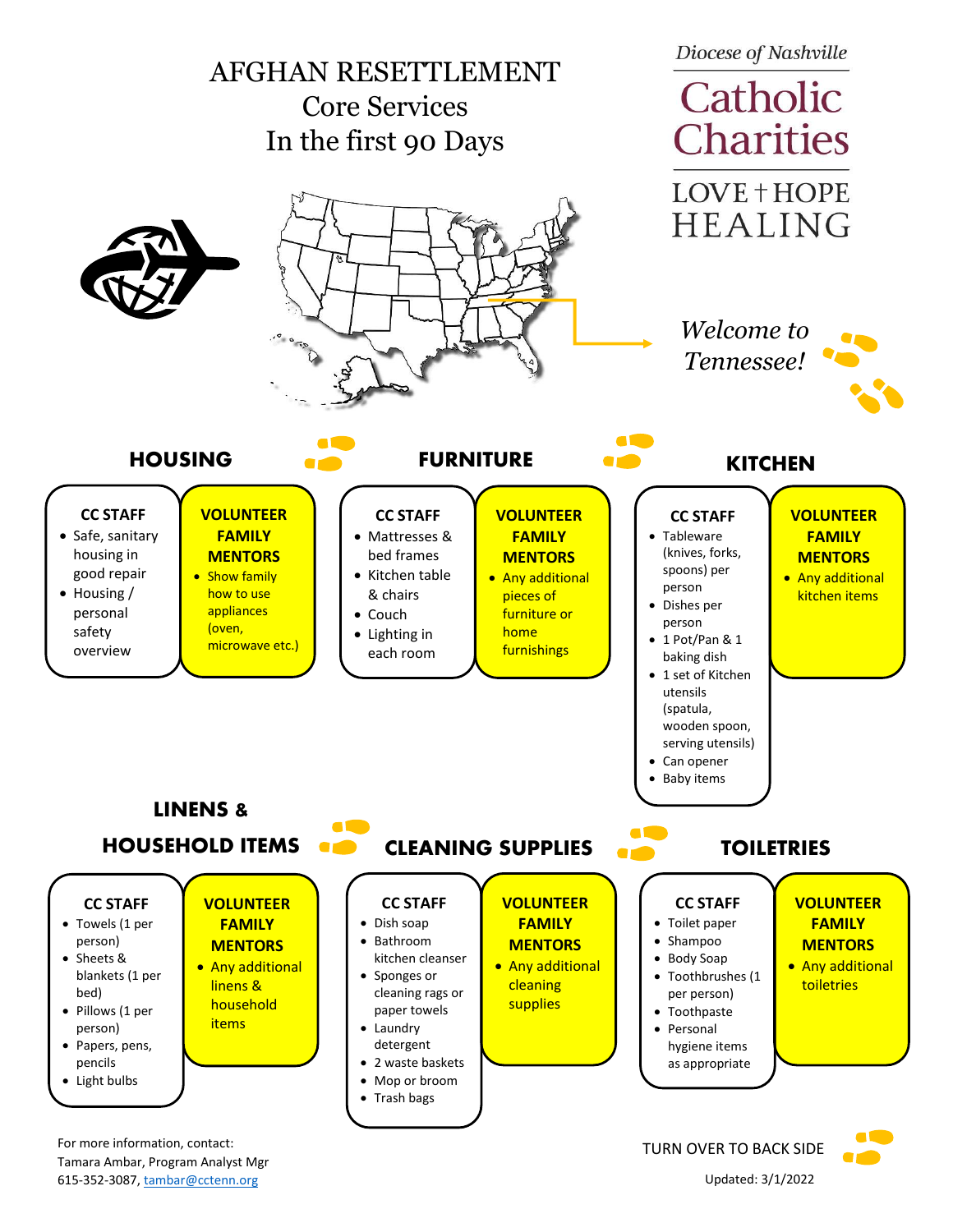# AFGHAN RESETTLEMENT
## Core Services
## In the first 90 Days

*Diocese of Nashville*
**Catholic Charities**
LOVE † HOPE
HEALING

*Welcome to Tennessee!*

## HOUSING

**CC STAFF**
- Safe, sanitary housing in good repair
- Housing / personal safety overview

**VOLUNTEER FAMILY MENTORS**
- Show family how to use appliances (oven, microwave etc.)

## FURNITURE

**CC STAFF**
- Mattresses & bed frames
- Kitchen table & chairs
- Couch
- Lighting in each room

**VOLUNTEER FAMILY MENTORS**
- Any additional pieces of furniture or home furnishings

## KITCHEN

**CC STAFF**
- Tableware (knives, forks, spoons) per person
- Dishes per person
- 1 Pot/Pan & 1 baking dish
- 1 set of Kitchen utensils (spatula, wooden spoon, serving utensils)
- Can opener
- Baby items

**VOLUNTEER FAMILY MENTORS**
- Any additional kitchen items

## LINENS & HOUSEHOLD ITEMS

**CC STAFF**
- Towels (1 per person)
- Sheets & blankets (1 per bed)
- Pillows (1 per person)
- Papers, pens, pencils
- Light bulbs

**VOLUNTEER FAMILY MENTORS**
- Any additional linens & household items

## CLEANING SUPPLIES

**CC STAFF**
- Dish soap
- Bathroom kitchen cleanser
- Sponges or cleaning rags or paper towels
- Laundry detergent
- 2 waste baskets
- Mop or broom
- Trash bags

**VOLUNTEER FAMILY MENTORS**
- Any additional cleaning supplies

## TOILETRIES

**CC STAFF**
- Toilet paper
- Shampoo
- Body Soap
- Toothbrushes (1 per person)
- Toothpaste
- Personal hygiene items as appropriate

**VOLUNTEER FAMILY MENTORS**
- Any additional toiletries

For more information, contact:
Tamara Ambar, Program Analyst Mgr
615-352-3087, tambar@cctenn.org

TURN OVER TO BACK SIDE

Updated: 3/1/2022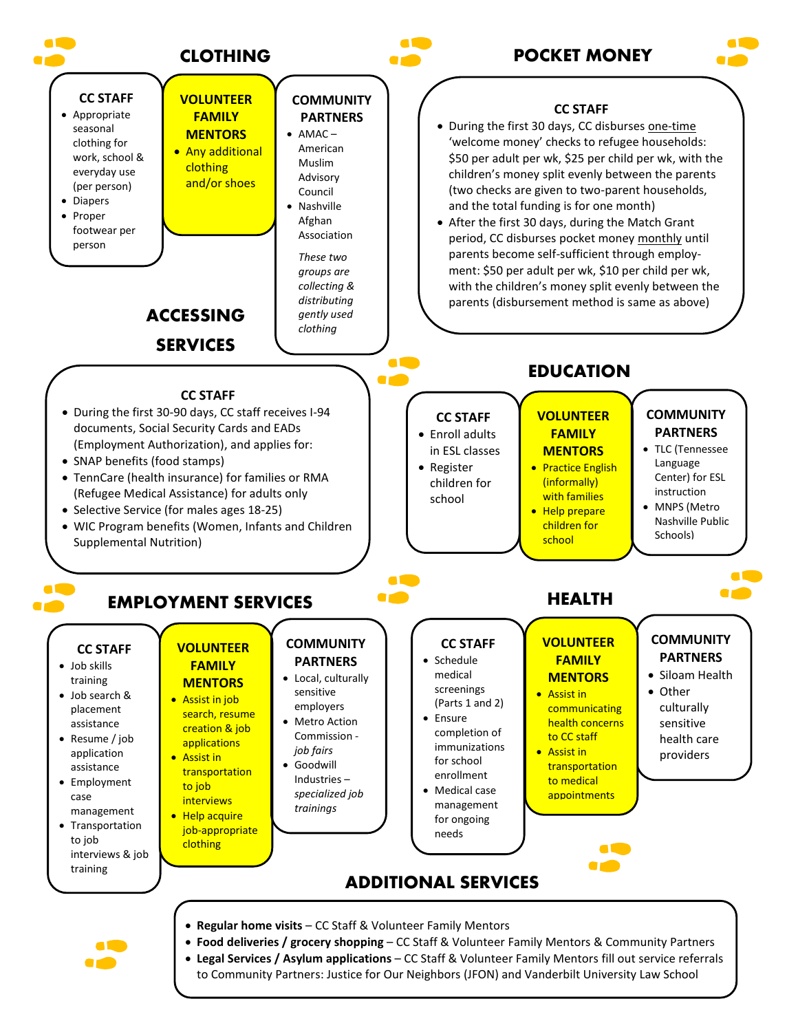## CLOTHING

### CC STAFF

- Appropriate seasonal clothing for work, school & everyday use (per person)
- Diapers
- Proper footwear per person

### VOLUNTEER FAMILY MENTORS

- Any additional clothing and/or shoes

### COMMUNITY PARTNERS

- AMAC – American Muslim Advisory Council
- Nashville Afghan Association

*These two groups are collecting & distributing gently used clothing*

## POCKET MONEY

### CC STAFF

- During the first 30 days, CC disburses one-time 'welcome money' checks to refugee households: $50 per adult per wk, $25 per child per wk, with the children's money split evenly between the parents (two checks are given to two-parent households, and the total funding is for one month)
- After the first 30 days, during the Match Grant period, CC disburses pocket money monthly until parents become self-sufficient through employment: $50 per adult per wk, $10 per child per wk, with the children's money split evenly between the parents (disbursement method is same as above)

## ACCESSING SERVICES

### CC STAFF

- During the first 30-90 days, CC staff receives I-94 documents, Social Security Cards and EADs (Employment Authorization), and applies for:
- SNAP benefits (food stamps)
- TennCare (health insurance) for families or RMA (Refugee Medical Assistance) for adults only
- Selective Service (for males ages 18-25)
- WIC Program benefits (Women, Infants and Children Supplemental Nutrition)

## EDUCATION

### CC STAFF

- Enroll adults in ESL classes
- Register children for school

### VOLUNTEER FAMILY MENTORS

- Practice English (informally) with families
- Help prepare children for school

### COMMUNITY PARTNERS

- TLC (Tennessee Language Center) for ESL instruction
- MNPS (Metro Nashville Public Schools)

## EMPLOYMENT SERVICES

### CC STAFF

- Job skills training
- Job search & placement assistance
- Resume / job application assistance
- Employment case management
- Transportation to job interviews & job training

### VOLUNTEER FAMILY MENTORS

- Assist in job search, resume creation & job applications
- Assist in transportation to job interviews
- Help acquire job-appropriate clothing

### COMMUNITY PARTNERS

- Local, culturally sensitive employers
- Metro Action Commission - *job fairs*
- Goodwill Industries – *specialized job trainings*

## HEALTH

### CC STAFF

- Schedule medical screenings (Parts 1 and 2)
- Ensure completion of immunizations for school enrollment
- Medical case management for ongoing needs

### VOLUNTEER FAMILY MENTORS

- Assist in communicating health concerns to CC staff
- Assist in transportation to medical appointments

### COMMUNITY PARTNERS

- Siloam Health
- Other culturally sensitive health care providers

## ADDITIONAL SERVICES

- **Regular home visits** – CC Staff & Volunteer Family Mentors
- **Food deliveries / grocery shopping** – CC Staff & Volunteer Family Mentors & Community Partners
- **Legal Services / Asylum applications** – CC Staff & Volunteer Family Mentors fill out service referrals to Community Partners: Justice for Our Neighbors (JFON) and Vanderbilt University Law School